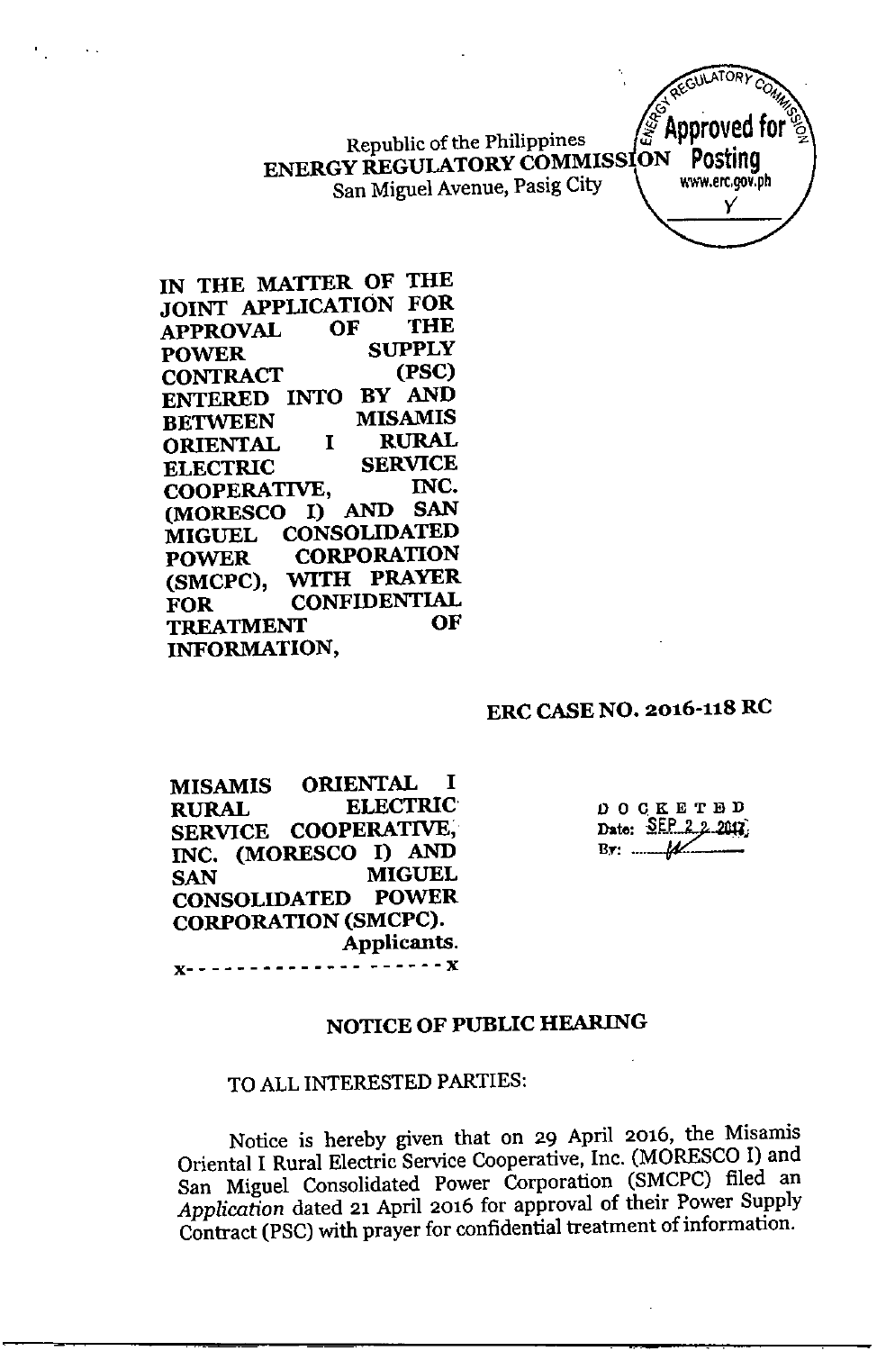Republic of the Philippines
**ENERGY REGULATORY COMMISSION**
San Miguel Avenue, Pasig City

ENERGY REGULATORY COMMISSION
Approved for Posting
www.erc.gov.ph

**IN THE MATTER OF THE JOINT APPLICATION FOR APPROVAL OF THE POWER SUPPLY CONTRACT (PSC) ENTERED INTO BY AND BETWEEN MISAMIS ORIENTAL I RURAL ELECTRIC SERVICE COOPERATIVE, INC. (MORESCO I) AND SAN MIGUEL CONSOLIDATED POWER CORPORATION (SMCPC), WITH PRAYER FOR CONFIDENTIAL TREATMENT OF INFORMATION,**

**ERC CASE NO. 2016-118 RC**

**MISAMIS ORIENTAL I RURAL ELECTRIC SERVICE COOPERATIVE, INC. (MORESCO I) AND SAN MIGUEL CONSOLIDATED POWER CORPORATION (SMCPC).**
**Applicants.**
x- - - - - - - - - - - - - - - - - - -x

DOCKETED
Date: SEP 22 2017
By: ________

## NOTICE OF PUBLIC HEARING

TO ALL INTERESTED PARTIES:

Notice is hereby given that on 29 April 2016, the Misamis Oriental I Rural Electric Service Cooperative, Inc. (MORESCO I) and San Miguel Consolidated Power Corporation (SMCPC) filed an *Application* dated 21 April 2016 for approval of their Power Supply Contract (PSC) with prayer for confidential treatment of information.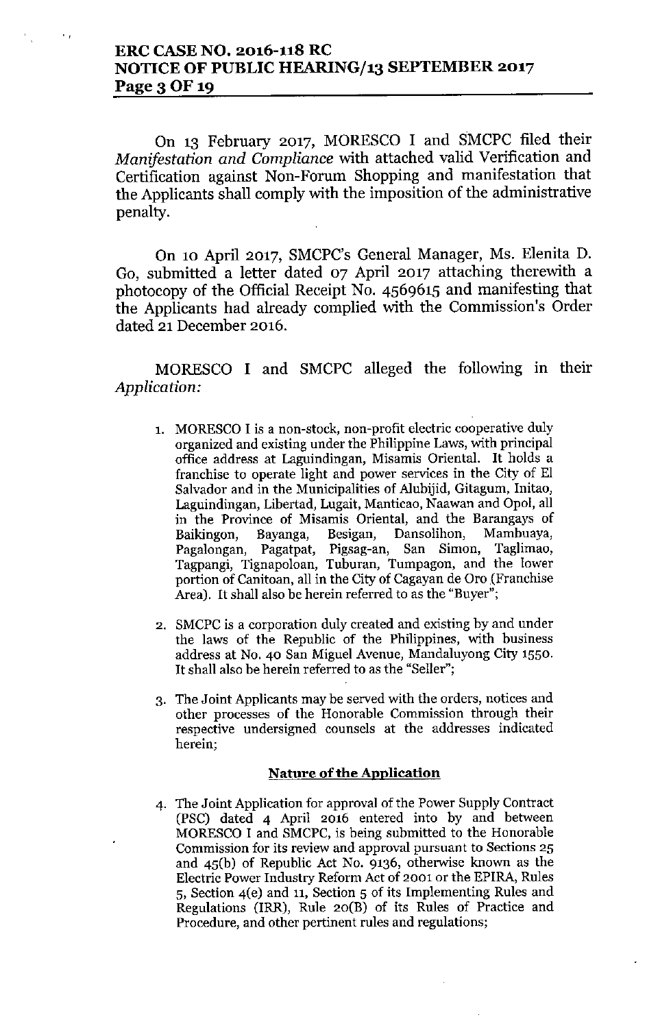On 13 February 2017, MORESCO I and SMCPC filed their *Manifestation and Compliance* with attached valid Verification and Certification against Non-Forum Shopping and manifestation that the Applicants shall comply with the imposition of the administrative penalty.

On 10 April 2017, SMCPC's General Manager, Ms. Elenita D. Go, submitted a letter dated 07 April 2017 attaching therewith a photocopy of the Official Receipt No. 4569615 and manifesting that the Applicants had already complied with the Commission's Order dated 21 December 2016.

MORESCO I and SMCPC alleged the following in their *Application:*

1. MORESCO I is a non-stock, non-profit electric cooperative duly organized and existing under the Philippine Laws, with principal office address at Laguindingan, Misamis Oriental. It holds a franchise to operate light and power services in the City of El Salvador and in the Municipalities of Alubijid, Gitagum, Initao, Laguindingan, Libertad, Lugait, Manticao, Naawan and Opol, all in the Province of Misamis Oriental, and the Barangays of Baikingon, Bayanga, Besigan, Dansolihon, Mambuaya, Pagalongan, Pagatpat, Pigsag-an, San Simon, Taglimao, Tagpangi, Tignapoloan, Tuburan, Tumpagon, and the lower portion of Canitoan, all in the City of Cagayan de Oro (Franchise Area). It shall also be herein referred to as the "Buyer";

2. SMCPC is a corporation duly created and existing by and under the laws of the Republic of the Philippines, with business address at No. 40 San Miguel Avenue, Mandaluyong City 1550. It shall also be herein referred to as the "Seller";

3. The Joint Applicants may be served with the orders, notices and other processes of the Honorable Commission through their respective undersigned counsels at the addresses indicated herein;

**Nature of the Application**

4. The Joint Application for approval of the Power Supply Contract (PSC) dated 4 April 2016 entered into by and between MORESCO I and SMCPC, is being submitted to the Honorable Commission for its review and approval pursuant to Sections 25 and 45(b) of Republic Act No. 9136, otherwise known as the Electric Power Industry Reform Act of 2001 or the EPIRA, Rules 5, Section 4(e) and 11, Section 5 of its Implementing Rules and Regulations (IRR), Rule 20(B) of its Rules of Practice and Procedure, and other pertinent rules and regulations;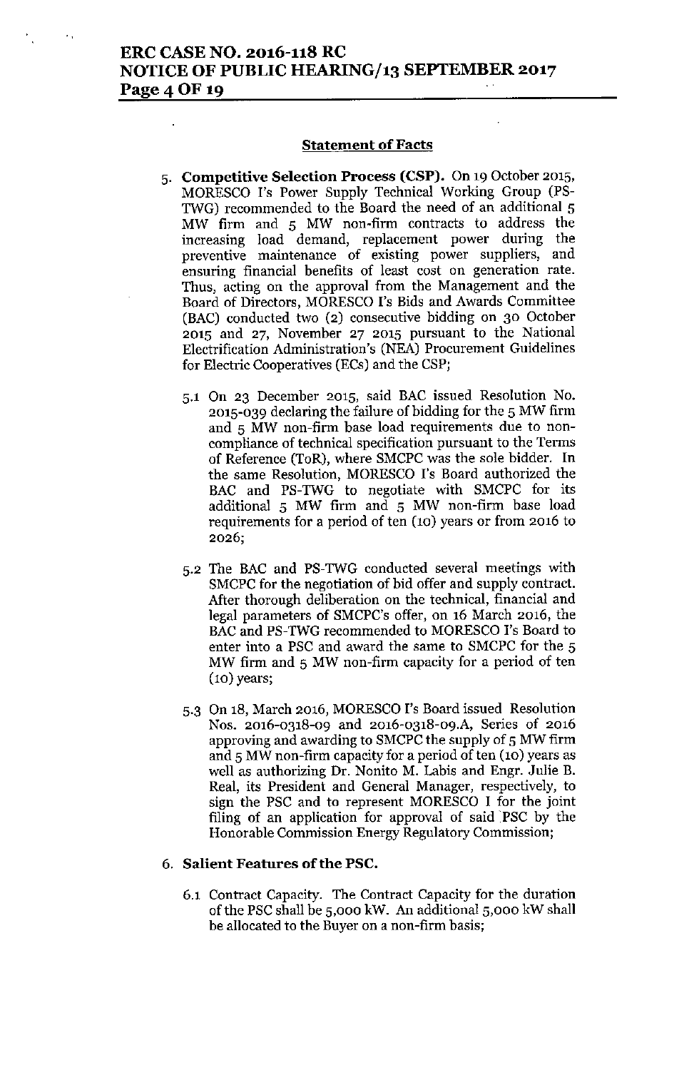## Statement of Facts

5. **Competitive Selection Process (CSP).** On 19 October 2015, MORESCO I's Power Supply Technical Working Group (PS-TWG) recommended to the Board the need of an additional 5 MW firm and 5 MW non-firm contracts to address the increasing load demand, replacement power during the preventive maintenance of existing power suppliers, and ensuring financial benefits of least cost on generation rate. Thus, acting on the approval from the Management and the Board of Directors, MORESCO I's Bids and Awards Committee (BAC) conducted two (2) consecutive bidding on 30 October 2015 and 27, November 27 2015 pursuant to the National Electrification Administration's (NEA) Procurement Guidelines for Electric Cooperatives (ECs) and the CSP;

   5.1 On 23 December 2015, said BAC issued Resolution No. 2015-039 declaring the failure of bidding for the 5 MW firm and 5 MW non-firm base load requirements due to non-compliance of technical specification pursuant to the Terms of Reference (ToR), where SMCPC was the sole bidder. In the same Resolution, MORESCO I's Board authorized the BAC and PS-TWG to negotiate with SMCPC for its additional 5 MW firm and 5 MW non-firm base load requirements for a period of ten (10) years or from 2016 to 2026;

   5.2 The BAC and PS-TWG conducted several meetings with SMCPC for the negotiation of bid offer and supply contract. After thorough deliberation on the technical, financial and legal parameters of SMCPC's offer, on 16 March 2016, the BAC and PS-TWG recommended to MORESCO I's Board to enter into a PSC and award the same to SMCPC for the 5 MW firm and 5 MW non-firm capacity for a period of ten (10) years;

   5.3 On 18, March 2016, MORESCO I's Board issued Resolution Nos. 2016-0318-09 and 2016-0318-09.A, Series of 2016 approving and awarding to SMCPC the supply of 5 MW firm and 5 MW non-firm capacity for a period of ten (10) years as well as authorizing Dr. Nonito M. Labis and Engr. Julie B. Real, its President and General Manager, respectively, to sign the PSC and to represent MORESCO I for the joint filing of an application for approval of said PSC by the Honorable Commission Energy Regulatory Commission;

6. **Salient Features of the PSC.**

   6.1 Contract Capacity. The Contract Capacity for the duration of the PSC shall be 5,000 kW. An additional 5,000 kW shall be allocated to the Buyer on a non-firm basis;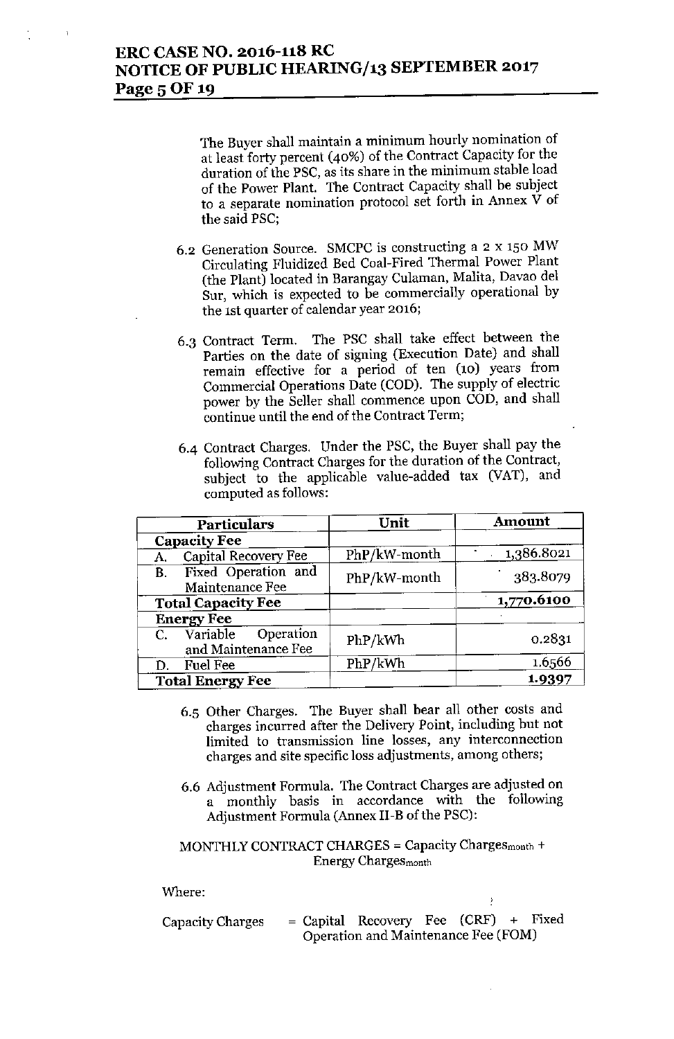The Buyer shall maintain a minimum hourly nomination of at least forty percent (40%) of the Contract Capacity for the duration of the PSC, as its share in the minimum stable load of the Power Plant. The Contract Capacity shall be subject to a separate nomination protocol set forth in Annex V of the said PSC;

6.2 Generation Source. SMCPC is constructing a 2 x 150 MW Circulating Fluidized Bed Coal-Fired Thermal Power Plant (the Plant) located in Barangay Culaman, Malita, Davao del Sur, which is expected to be commercially operational by the 1st quarter of calendar year 2016;

6.3 Contract Term. The PSC shall take effect between the Parties on the date of signing (Execution Date) and shall remain effective for a period of ten (10) years from Commercial Operations Date (COD). The supply of electric power by the Seller shall commence upon COD, and shall continue until the end of the Contract Term;

6.4 Contract Charges. Under the PSC, the Buyer shall pay the following Contract Charges for the duration of the Contract, subject to the applicable value-added tax (VAT), and computed as follows:

| Particulars | Unit | Amount |
|---|---|---|
| **Capacity Fee** | | |
| A. Capital Recovery Fee | PhP/kW-month | 1,386.8021 |
| B. Fixed Operation and Maintenance Fee | PhP/kW-month | 383.8079 |
| **Total Capacity Fee** | | **1,770.6100** |
| **Energy Fee** | | |
| C. Variable Operation and Maintenance Fee | PhP/kWh | 0.2831 |
| D. Fuel Fee | PhP/kWh | 1.6566 |
| **Total Energy Fee** | | **1.9397** |

6.5 Other Charges. The Buyer shall bear all other costs and charges incurred after the Delivery Point, including but not limited to transmission line losses, any interconnection charges and site specific loss adjustments, among others;

6.6 Adjustment Formula. The Contract Charges are adjusted on a monthly basis in accordance with the following Adjustment Formula (Annex II-B of the PSC):

$$\text{MONTHLY CONTRACT CHARGES} = \text{Capacity Charges}_{\text{month}} + \text{Energy Charges}_{\text{month}}$$

Where:

Capacity Charges = Capital Recovery Fee (CRF) + Fixed Operation and Maintenance Fee (FOM)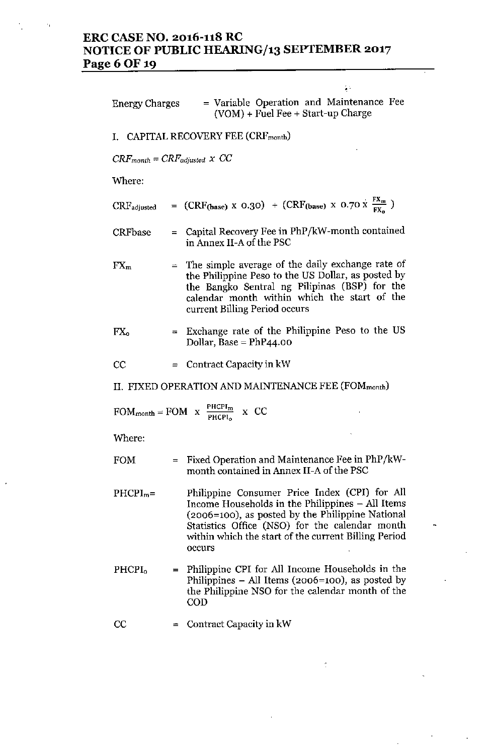Energy Charges = Variable Operation and Maintenance Fee (VOM) + Fuel Fee + Start-up Charge

I. CAPITAL RECOVERY FEE ($CRF_{month}$)

$$CRF_{month} = CRF_{adjusted} \times CC$$

Where:

$CRF_{adjusted}$ = $(CRF_{(base)} \times 0.30) + (CRF_{(base)} \times 0.70 \times \frac{FX_m}{FX_o})$

CRFbase = Capital Recovery Fee in PhP/kW-month contained in Annex II-A of the PSC

$FX_m$ = The simple average of the daily exchange rate of the Philippine Peso to the US Dollar, as posted by the Bangko Sentral ng Pilipinas (BSP) for the calendar month within which the start of the current Billing Period occurs

$FX_o$ = Exchange rate of the Philippine Peso to the US Dollar, Base = PhP44.00

CC = Contract Capacity in kW

II. FIXED OPERATION AND MAINTENANCE FEE ($FOM_{month}$)

$$FOM_{month} = FOM \times \frac{PHCPI_m}{PHCPI_o} \times CC$$

Where:

FOM = Fixed Operation and Maintenance Fee in PhP/kW-month contained in Annex II-A of the PSC

$PHCPI_m$ = Philippine Consumer Price Index (CPI) for All Income Households in the Philippines – All Items (2006=100), as posted by the Philippine National Statistics Office (NSO) for the calendar month within which the start of the current Billing Period occurs

$PHCPI_o$ = Philippine CPI for All Income Households in the Philippines – All Items (2006=100), as posted by the Philippine NSO for the calendar month of the COD

CC = Contract Capacity in kW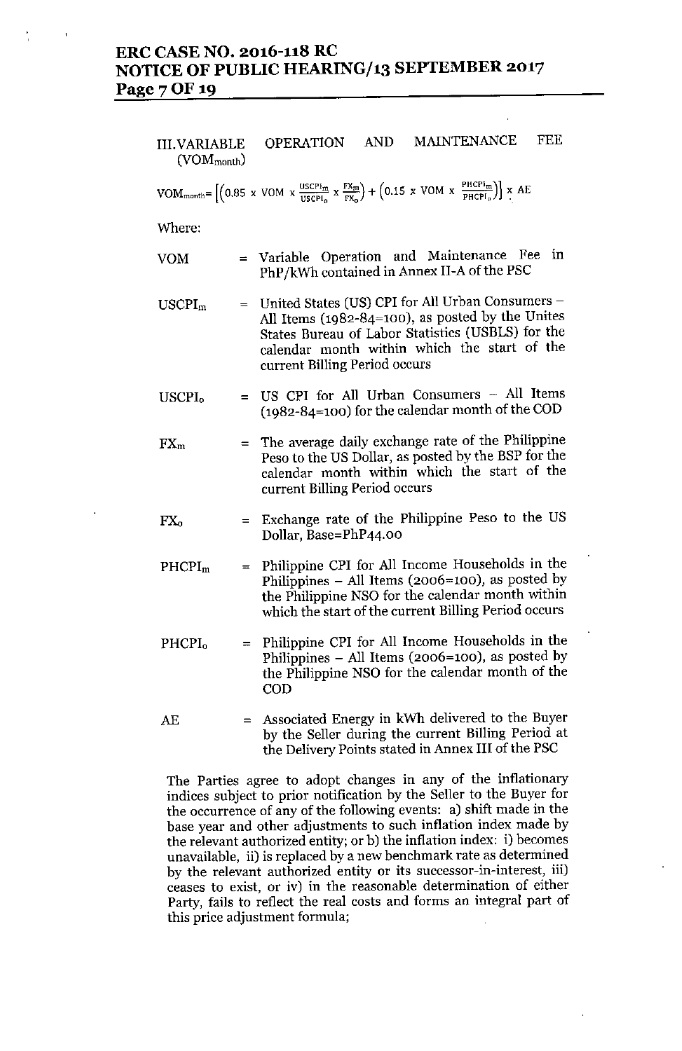III. VARIABLE OPERATION AND MAINTENANCE FEE ($VOM_{month}$)

$$VOM_{month} = \left[\left(0.85 \times VOM \times \frac{USCPI_m}{USCPI_o} \times \frac{FX_m}{FX_o}\right) + \left(0.15 \times VOM \times \frac{PHCPI_m}{PHCPI_o}\right)\right] \times AE$$

Where:

| | | |
|---|---|---|
| VOM | = | Variable Operation and Maintenance Fee in PhP/kWh contained in Annex II-A of the PSC |
| $USCPI_m$ | = | United States (US) CPI for All Urban Consumers – All Items (1982-84=100), as posted by the Unites States Bureau of Labor Statistics (USBLS) for the calendar month within which the start of the current Billing Period occurs |
| $USCPI_o$ | = | US CPI for All Urban Consumers – All Items (1982-84=100) for the calendar month of the COD |
| $FX_m$ | = | The average daily exchange rate of the Philippine Peso to the US Dollar, as posted by the BSP for the calendar month within which the start of the current Billing Period occurs |
| $FX_o$ | = | Exchange rate of the Philippine Peso to the US Dollar, Base=PhP44.00 |
| $PHCPI_m$ | = | Philippine CPI for All Income Households in the Philippines – All Items (2006=100), as posted by the Philippine NSO for the calendar month within which the start of the current Billing Period occurs |
| $PHCPI_o$ | = | Philippine CPI for All Income Households in the Philippines – All Items (2006=100), as posted by the Philippine NSO for the calendar month of the COD |
| AE | = | Associated Energy in kWh delivered to the Buyer by the Seller during the current Billing Period at the Delivery Points stated in Annex III of the PSC |

The Parties agree to adopt changes in any of the inflationary indices subject to prior notification by the Seller to the Buyer for the occurrence of any of the following events: a) shift made in the base year and other adjustments to such inflation index made by the relevant authorized entity; or b) the inflation index: i) becomes unavailable, ii) is replaced by a new benchmark rate as determined by the relevant authorized entity or its successor-in-interest, iii) ceases to exist, or iv) in the reasonable determination of either Party, fails to reflect the real costs and forms an integral part of this price adjustment formula;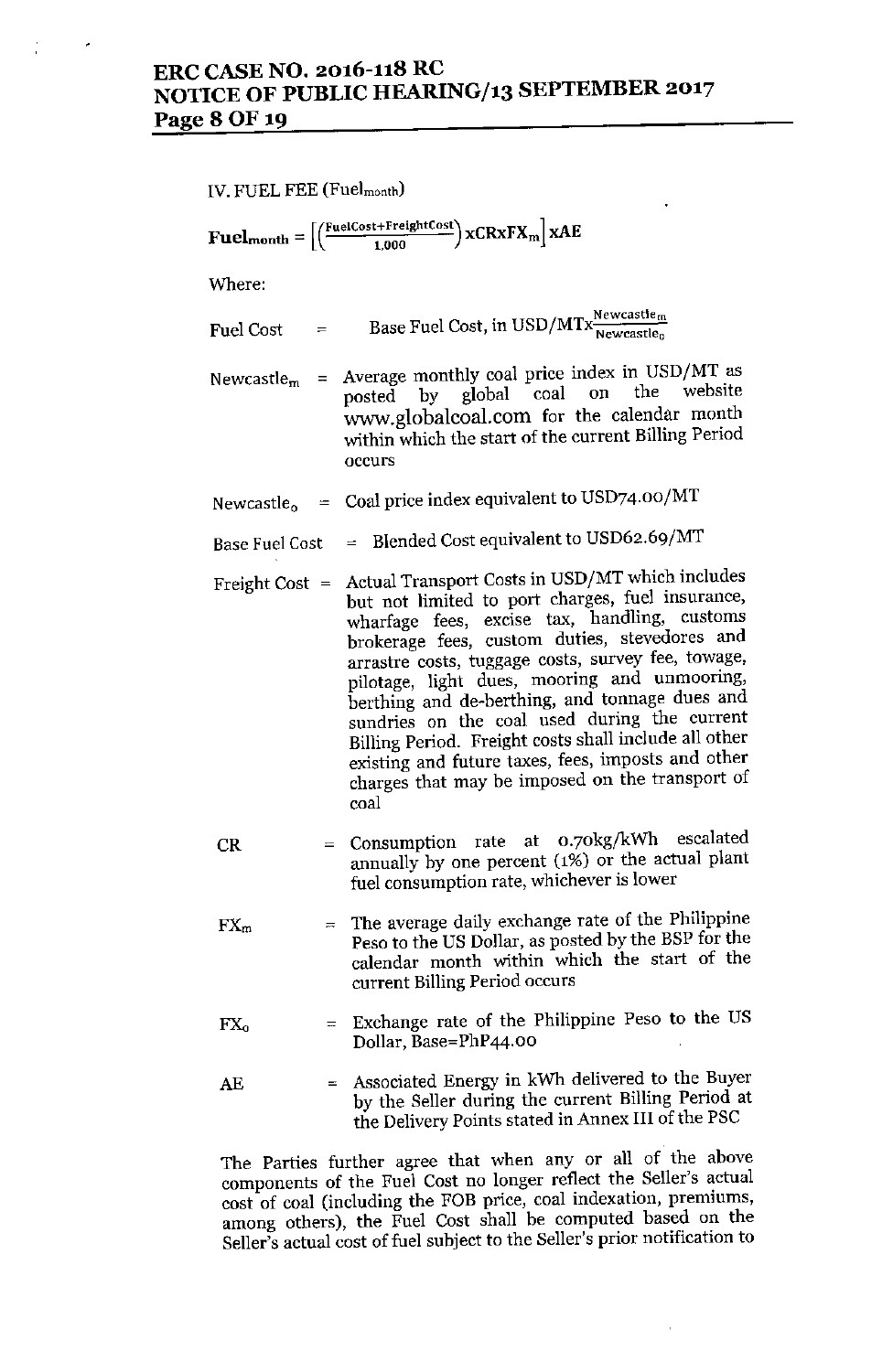IV. FUEL FEE ($\text{Fuel}_{\text{month}}$)

$$\textbf{Fuel}_{\textbf{month}} = \left[\left(\frac{\text{FuelCost}+\text{FreightCost}}{1{,}000}\right) \text{x} \text{CR} \text{x} \text{FX}_{m}\right] \text{x} \text{AE}$$

Where:

| | | |
|---|---|---|
| Fuel Cost | = | Base Fuel Cost, in USD/MTx$\frac{\text{Newcastle}_m}{\text{Newcastle}_0}$ |
| $\text{Newcastle}_m$ | = | Average monthly coal price index in USD/MT as posted by global coal on the website www.globalcoal.com for the calendar month within which the start of the current Billing Period occurs |
| $\text{Newcastle}_0$ | = | Coal price index equivalent to USD74.00/MT |
| Base Fuel Cost | = | Blended Cost equivalent to USD62.69/MT |
| Freight Cost | = | Actual Transport Costs in USD/MT which includes but not limited to port charges, fuel insurance, wharfage fees, excise tax, handling, customs brokerage fees, custom duties, stevedores and arrastre costs, tuggage costs, survey fee, towage, pilotage, light dues, mooring and unmooring, berthing and de-berthing, and tonnage dues and sundries on the coal used during the current Billing Period. Freight costs shall include all other existing and future taxes, fees, imposts and other charges that may be imposed on the transport of coal |
| CR | = | Consumption rate at 0.70kg/kWh escalated annually by one percent (1%) or the actual plant fuel consumption rate, whichever is lower |
| $\text{FX}_m$ | = | The average daily exchange rate of the Philippine Peso to the US Dollar, as posted by the BSP for the calendar month within which the start of the current Billing Period occurs |
| $\text{FX}_0$ | = | Exchange rate of the Philippine Peso to the US Dollar, Base=PhP44.00 |
| AE | = | Associated Energy in kWh delivered to the Buyer by the Seller during the current Billing Period at the Delivery Points stated in Annex III of the PSC |

The Parties further agree that when any or all of the above components of the Fuel Cost no longer reflect the Seller's actual cost of coal (including the FOB price, coal indexation, premiums, among others), the Fuel Cost shall be computed based on the Seller's actual cost of fuel subject to the Seller's prior notification to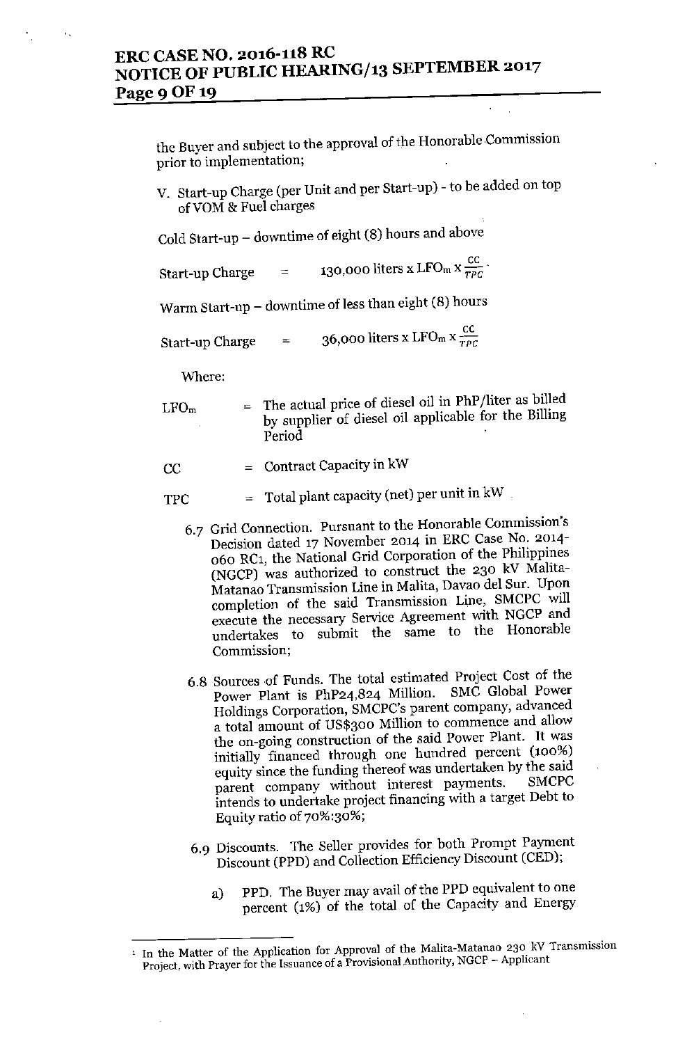the Buyer and subject to the approval of the Honorable Commission prior to implementation;

V. Start-up Charge (per Unit and per Start-up) - to be added on top of VOM & Fuel charges

Cold Start-up – downtime of eight (8) hours and above

$$\text{Start-up Charge} = 130{,}000 \text{ liters} \times LFO_m \times \frac{CC}{TPC}$$

Warm Start-up – downtime of less than eight (8) hours

$$\text{Start-up Charge} = 36{,}000 \text{ liters} \times LFO_m \times \frac{CC}{TPC}$$

Where:

$LFO_m$ = The actual price of diesel oil in PhP/liter as billed by supplier of diesel oil applicable for the Billing Period

CC = Contract Capacity in kW

TPC = Total plant capacity (net) per unit in kW

6.7 Grid Connection. Pursuant to the Honorable Commission's Decision dated 17 November 2014 in ERC Case No. 2014-060 RC[1], the National Grid Corporation of the Philippines (NGCP) was authorized to construct the 230 kV Malita-Matanao Transmission Line in Malita, Davao del Sur. Upon completion of the said Transmission Line, SMCPC will execute the necessary Service Agreement with NGCP and undertakes to submit the same to the Honorable Commission;

6.8 Sources of Funds. The total estimated Project Cost of the Power Plant is PhP24,824 Million. SMC Global Power Holdings Corporation, SMCPC's parent company, advanced a total amount of US$300 Million to commence and allow the on-going construction of the said Power Plant. It was initially financed through one hundred percent (100%) equity since the funding thereof was undertaken by the said parent company without interest payments. SMCPC intends to undertake project financing with a target Debt to Equity ratio of 70%:30%;

6.9 Discounts. The Seller provides for both Prompt Payment Discount (PPD) and Collection Efficiency Discount (CED);

a) PPD. The Buyer may avail of the PPD equivalent to one percent (1%) of the total of the Capacity and Energy

[1] In the Matter of the Application for Approval of the Malita-Matanao 230 kV Transmission Project, with Prayer for the Issuance of a Provisional Authority, NGCP – Applicant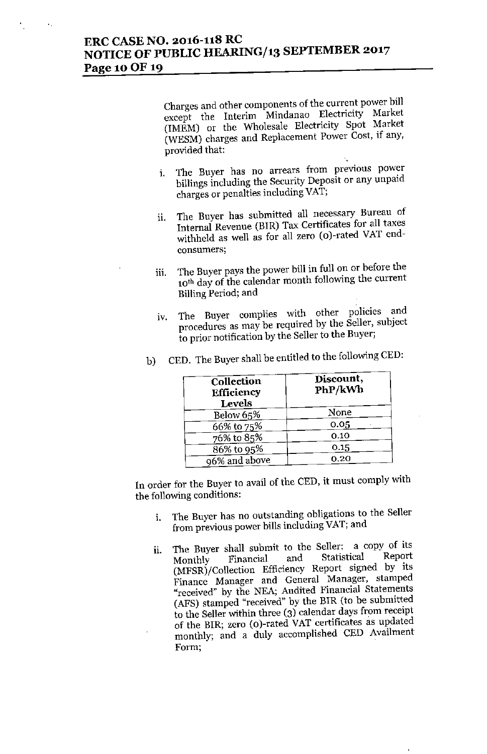Charges and other components of the current power bill except the Interim Mindanao Electricity Market (IMEM) or the Wholesale Electricity Spot Market (WESM) charges and Replacement Power Cost, if any, provided that:

i. The Buyer has no arrears from previous power billings including the Security Deposit or any unpaid charges or penalties including VAT;

ii. The Buyer has submitted all necessary Bureau of Internal Revenue (BIR) Tax Certificates for all taxes withheld as well as for all zero (0)-rated VAT end-consumers;

iii. The Buyer pays the power bill in full on or before the 10th day of the calendar month following the current Billing Period; and

iv. The Buyer complies with other policies and procedures as may be required by the Seller, subject to prior notification by the Seller to the Buyer;

b) CED. The Buyer shall be entitled to the following CED:

| Collection Efficiency Levels | Discount, PhP/kWh |
|---|---|
| Below 65% | None |
| 66% to 75% | 0.05 |
| 76% to 85% | 0.10 |
| 86% to 95% | 0.15 |
| 96% and above | 0.20 |

In order for the Buyer to avail of the CED, it must comply with the following conditions:

i. The Buyer has no outstanding obligations to the Seller from previous power bills including VAT; and

ii. The Buyer shall submit to the Seller: a copy of its Monthly Financial and Statistical Report (MFSR)/Collection Efficiency Report signed by its Finance Manager and General Manager, stamped "received" by the NEA; Audited Financial Statements (AFS) stamped "received" by the BIR (to be submitted to the Seller within three (3) calendar days from receipt of the BIR; zero (0)-rated VAT certificates as updated monthly; and a duly accomplished CED Availment Form;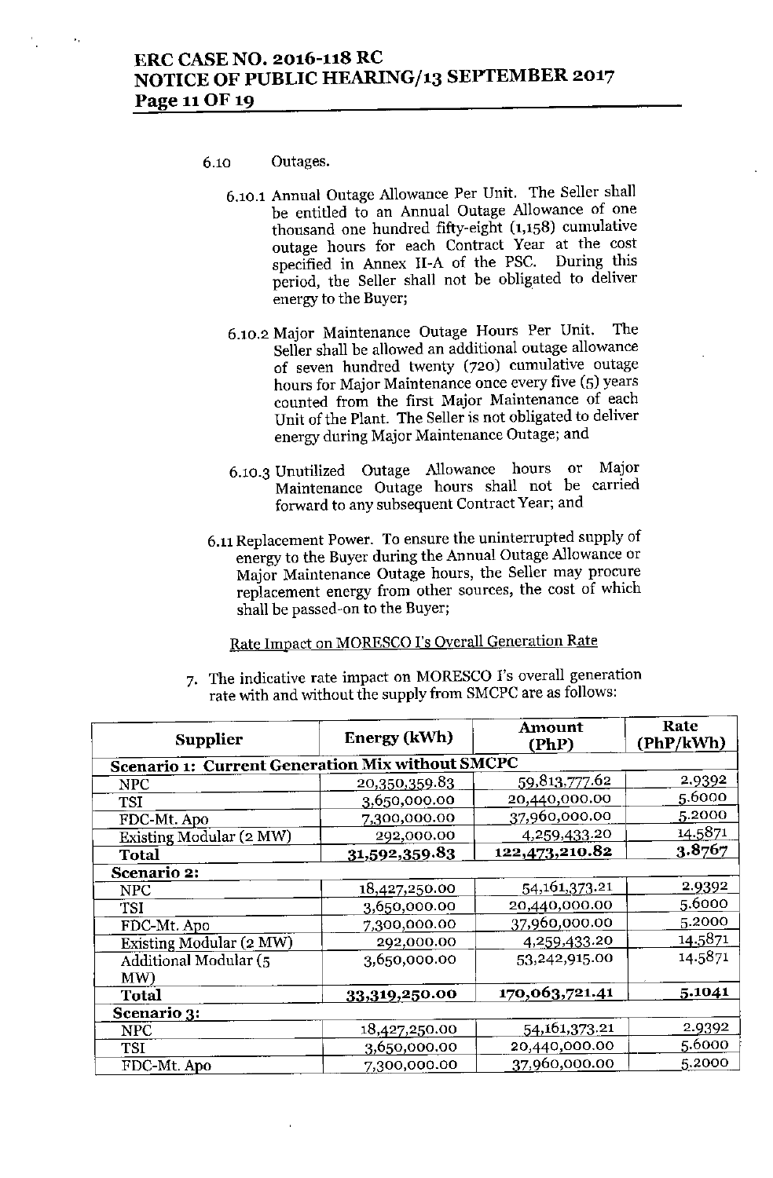6.10 Outages.

6.10.1 Annual Outage Allowance Per Unit. The Seller shall be entitled to an Annual Outage Allowance of one thousand one hundred fifty-eight (1,158) cumulative outage hours for each Contract Year at the cost specified in Annex II-A of the PSC. During this period, the Seller shall not be obligated to deliver energy to the Buyer;

6.10.2 Major Maintenance Outage Hours Per Unit. The Seller shall be allowed an additional outage allowance of seven hundred twenty (720) cumulative outage hours for Major Maintenance once every five (5) years counted from the first Major Maintenance of each Unit of the Plant. The Seller is not obligated to deliver energy during Major Maintenance Outage; and

6.10.3 Unutilized Outage Allowance hours or Major Maintenance Outage hours shall not be carried forward to any subsequent Contract Year; and

6.11 Replacement Power. To ensure the uninterrupted supply of energy to the Buyer during the Annual Outage Allowance or Major Maintenance Outage hours, the Seller may procure replacement energy from other sources, the cost of which shall be passed-on to the Buyer;

Rate Impact on MORESCO I's Overall Generation Rate

7. The indicative rate impact on MORESCO I's overall generation rate with and without the supply from SMCPC are as follows:

| Supplier | Energy (kWh) | Amount (PhP) | Rate (PhP/kWh) |
|---|---|---|---|
| **Scenario 1: Current Generation Mix without SMCPC** | | | |
| NPC | 20,350,359.83 | 59,813,777.62 | 2.9392 |
| TSI | 3,650,000.00 | 20,440,000.00 | 5.6000 |
| FDC-Mt. Apo | 7,300,000.00 | 37,960,000.00 | 5.2000 |
| Existing Modular (2 MW) | 292,000.00 | 4,259,433.20 | 14.5871 |
| **Total** | **31,592,359.83** | **122,473,210.82** | **3.8767** |
| **Scenario 2:** | | | |
| NPC | 18,427,250.00 | 54,161,373.21 | 2.9392 |
| TSI | 3,650,000.00 | 20,440,000.00 | 5.6000 |
| FDC-Mt. Apo | 7,300,000.00 | 37,960,000.00 | 5.2000 |
| Existing Modular (2 MW) | 292,000.00 | 4,259,433.20 | 14.5871 |
| Additional Modular (5 MW) | 3,650,000.00 | 53,242,915.00 | 14.5871 |
| **Total** | **33,319,250.00** | **170,063,721.41** | **5.1041** |
| **Scenario 3:** | | | |
| NPC | 18,427,250.00 | 54,161,373.21 | 2.9392 |
| TSI | 3,650,000.00 | 20,440,000.00 | 5.6000 |
| FDC-Mt. Apo | 7,300,000.00 | 37,960,000.00 | 5.2000 |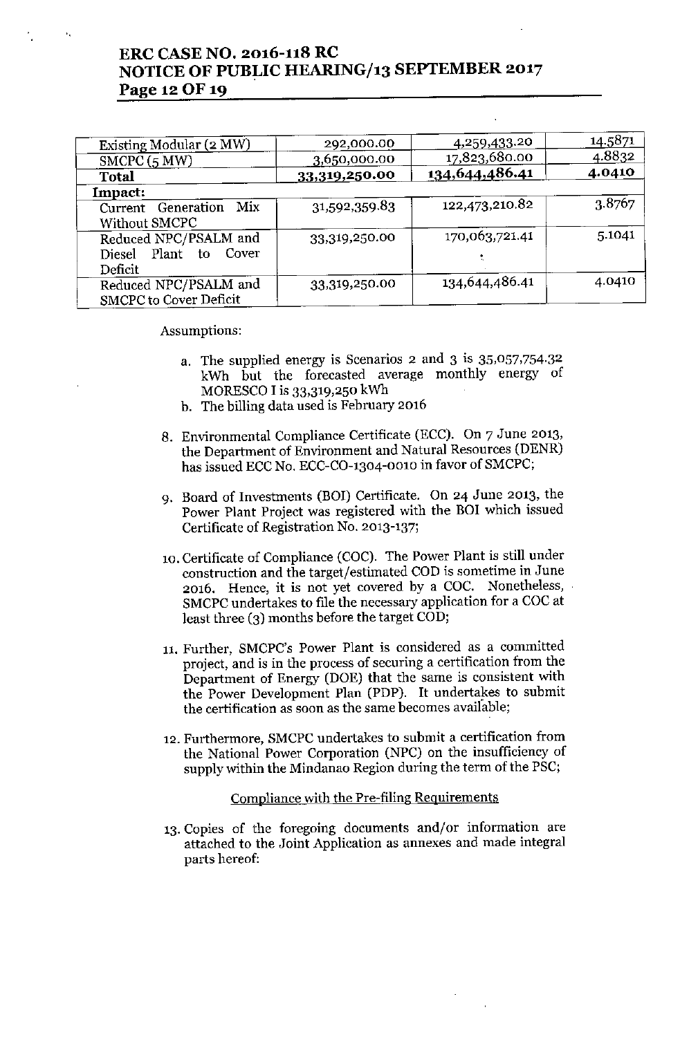| Existing Modular (2 MW) | 292,000.00 | 4,259,433.20 | 14.5871 |
|---|---|---|---|
| SMCPC (5 MW) | 3,650,000.00 | 17,823,680.00 | 4.8832 |
| **Total** | **33,319,250.00** | **134,644,486.41** | **4.0410** |
| **Impact:** | | | |
| Current Generation Mix Without SMCPC | 31,592,359.83 | 122,473,210.82 | 3.8767 |
| Reduced NPC/PSALM and Diesel Plant to Cover Deficit | 33,319,250.00 | 170,063,721.41 | 5.1041 |
| Reduced NPC/PSALM and SMCPC to Cover Deficit | 33,319,250.00 | 134,644,486.41 | 4.0410 |

Assumptions:

a. The supplied energy is Scenarios 2 and 3 is 35,057,754.32 kWh but the forecasted average monthly energy of MORESCO I is 33,319,250 kWh
b. The billing data used is February 2016

8. Environmental Compliance Certificate (ECC). On 7 June 2013, the Department of Environment and Natural Resources (DENR) has issued ECC No. ECC-CO-1304-0010 in favor of SMCPC;

9. Board of Investments (BOI) Certificate. On 24 June 2013, the Power Plant Project was registered with the BOI which issued Certificate of Registration No. 2013-137;

10. Certificate of Compliance (COC). The Power Plant is still under construction and the target/estimated COD is sometime in June 2016. Hence, it is not yet covered by a COC. Nonetheless, SMCPC undertakes to file the necessary application for a COC at least three (3) months before the target COD;

11. Further, SMCPC's Power Plant is considered as a committed project, and is in the process of securing a certification from the Department of Energy (DOE) that the same is consistent with the Power Development Plan (PDP). It undertakes to submit the certification as soon as the same becomes available;

12. Furthermore, SMCPC undertakes to submit a certification from the National Power Corporation (NPC) on the insufficiency of supply within the Mindanao Region during the term of the PSC;

Compliance with the Pre-filing Requirements

13. Copies of the foregoing documents and/or information are attached to the Joint Application as annexes and made integral parts hereof: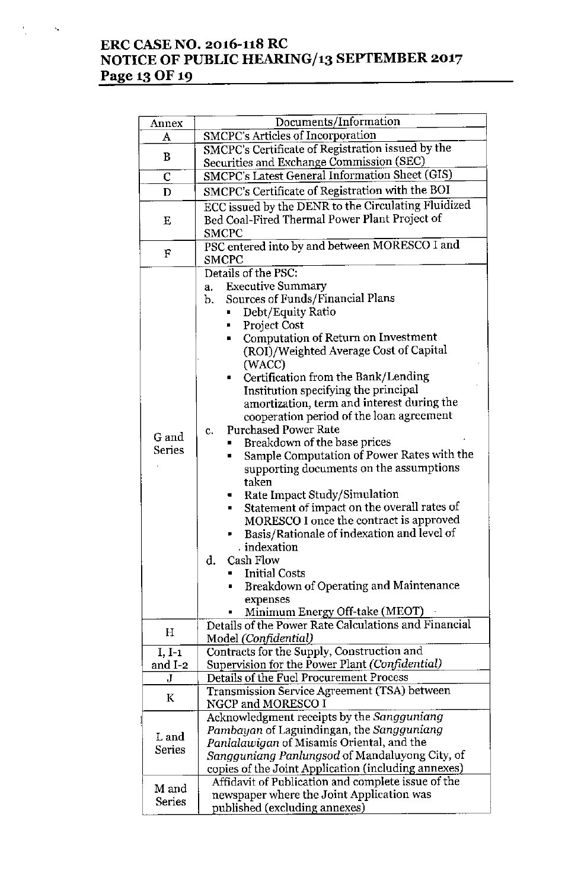| Annex | Documents/Information |
| --- | --- |
| A | SMCPC's Articles of Incorporation |
| B | SMCPC's Certificate of Registration issued by the Securities and Exchange Commission (SEC) |
| C | SMCPC's Latest General Information Sheet (GIS) |
| D | SMCPC's Certificate of Registration with the BOI |
| E | ECC issued by the DENR to the Circulating Fluidized Bed Coal-Fired Thermal Power Plant Project of SMCPC |
| F | PSC entered into by and between MORESCO I and SMCPC |
| G and Series | Details of the PSC:<br>a. Executive Summary<br>b. Sources of Funds/Financial Plans<br>▪ Debt/Equity Ratio<br>▪ Project Cost<br>▪ Computation of Return on Investment (ROI)/Weighted Average Cost of Capital (WACC)<br>▪ Certification from the Bank/Lending Institution specifying the principal amortization, term and interest during the cooperation period of the loan agreement<br>c. Purchased Power Rate<br>▪ Breakdown of the base prices<br>▪ Sample Computation of Power Rates with the supporting documents on the assumptions taken<br>▪ Rate Impact Study/Simulation<br>▪ Statement of impact on the overall rates of MORESCO I once the contract is approved<br>▪ Basis/Rationale of indexation and level of indexation<br>d. Cash Flow<br>▪ Initial Costs<br>▪ Breakdown of Operating and Maintenance expenses<br>▪ Minimum Energy Off-take (MEOT) |
| H | Details of the Power Rate Calculations and Financial Model *(Confidential)* |
| I, I-1 and I-2 | Contracts for the Supply, Construction and Supervision for the Power Plant *(Confidential)* |
| J | Details of the Fuel Procurement Process |
| K | Transmission Service Agreement (TSA) between NGCP and MORESCO I |
| L and Series | Acknowledgment receipts by the *Sangguniang Pambayan* of Laguindingan, the *Sangguniang Panlalawigan* of Misamis Oriental, and the *Sangguniang Panlungsod* of Mandaluyong City, of copies of the Joint Application (including annexes) |
| M and Series | Affidavit of Publication and complete issue of the newspaper where the Joint Application was published (excluding annexes) |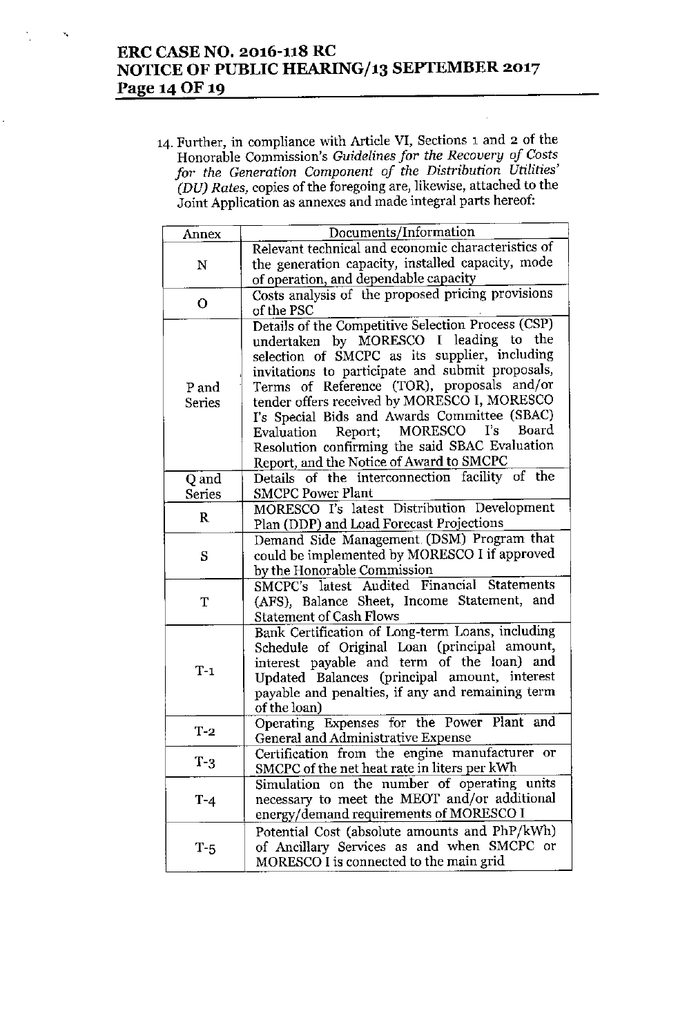14. Further, in compliance with Article VI, Sections 1 and 2 of the Honorable Commission's *Guidelines for the Recovery of Costs for the Generation Component of the Distribution Utilities' (DU) Rates,* copies of the foregoing are, likewise, attached to the Joint Application as annexes and made integral parts hereof:

| Annex | Documents/Information |
|---|---|
| N | Relevant technical and economic characteristics of the generation capacity, installed capacity, mode of operation, and dependable capacity |
| O | Costs analysis of the proposed pricing provisions of the PSC |
| P and Series | Details of the Competitive Selection Process (CSP) undertaken by MORESCO I leading to the selection of SMCPC as its supplier, including invitations to participate and submit proposals, Terms of Reference (TOR), proposals and/or tender offers received by MORESCO I, MORESCO I's Special Bids and Awards Committee (SBAC) Evaluation Report; MORESCO I's Board Resolution confirming the said SBAC Evaluation Report, and the Notice of Award to SMCPC |
| Q and Series | Details of the interconnection facility of the SMCPC Power Plant |
| R | MORESCO I's latest Distribution Development Plan (DDP) and Load Forecast Projections |
| S | Demand Side Management (DSM) Program that could be implemented by MORESCO I if approved by the Honorable Commission |
| T | SMCPC's latest Audited Financial Statements (AFS), Balance Sheet, Income Statement, and Statement of Cash Flows |
| T-1 | Bank Certification of Long-term Loans, including Schedule of Original Loan (principal amount, interest payable and term of the loan) and Updated Balances (principal amount, interest payable and penalties, if any and remaining term of the loan) |
| T-2 | Operating Expenses for the Power Plant and General and Administrative Expense |
| T-3 | Certification from the engine manufacturer or SMCPC of the net heat rate in liters per kWh |
| T-4 | Simulation on the number of operating units necessary to meet the MEOT and/or additional energy/demand requirements of MORESCO I |
| T-5 | Potential Cost (absolute amounts and PhP/kWh) of Ancillary Services as and when SMCPC or MORESCO I is connected to the main grid |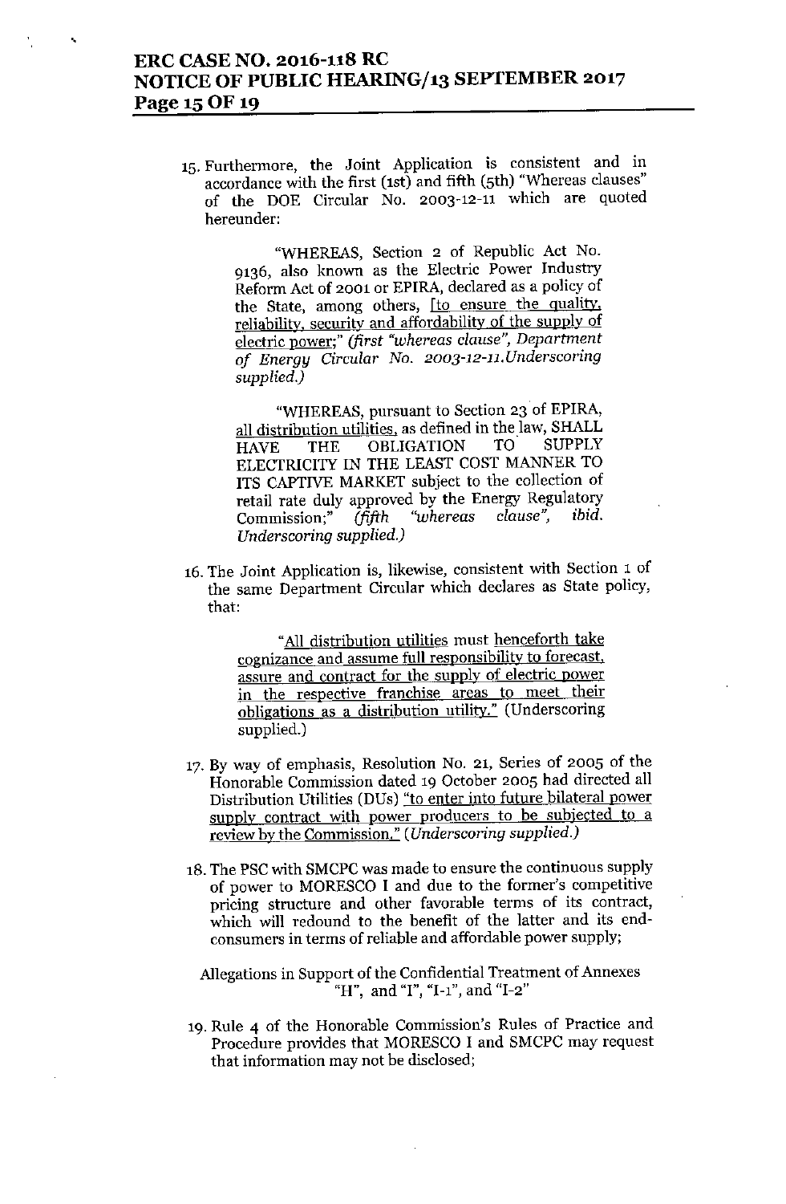15. Furthermore, the Joint Application is consistent and in accordance with the first (1st) and fifth (5th) "Whereas clauses" of the DOE Circular No. 2003-12-11 which are quoted hereunder:

   > "WHEREAS, Section 2 of Republic Act No. 9136, also known as the Electric Power Industry Reform Act of 2001 or EPIRA, declared as a policy of the State, among others, [to ensure the quality, reliability, security and affordability of the supply of electric power;" *(first "whereas clause", Department of Energy Circular No. 2003-12-11.Underscoring supplied.)*

   > "WHEREAS, pursuant to Section 23 of EPIRA, all distribution utilities, as defined in the law, SHALL HAVE THE OBLIGATION TO SUPPLY ELECTRICITY IN THE LEAST COST MANNER TO ITS CAPTIVE MARKET subject to the collection of retail rate duly approved by the Energy Regulatory Commission;" *(fifth "whereas clause", ibid. Underscoring supplied.)*

16. The Joint Application is, likewise, consistent with Section 1 of the same Department Circular which declares as State policy, that:

   > "All distribution utilities must henceforth take cognizance and assume full responsibility to forecast, assure and contract for the supply of electric power in the respective franchise areas to meet their obligations as a distribution utility." (Underscoring supplied.)

17. By way of emphasis, Resolution No. 21, Series of 2005 of the Honorable Commission dated 19 October 2005 had directed all Distribution Utilities (DUs) "to enter into future bilateral power supply contract with power producers to be subjected to a review by the Commission." *(Underscoring supplied.)*

18. The PSC with SMCPC was made to ensure the continuous supply of power to MORESCO I and due to the former's competitive pricing structure and other favorable terms of its contract, which will redound to the benefit of the latter and its end-consumers in terms of reliable and affordable power supply;

Allegations in Support of the Confidential Treatment of Annexes "H", and "I", "I-1", and "I-2"

19. Rule 4 of the Honorable Commission's Rules of Practice and Procedure provides that MORESCO I and SMCPC may request that information may not be disclosed;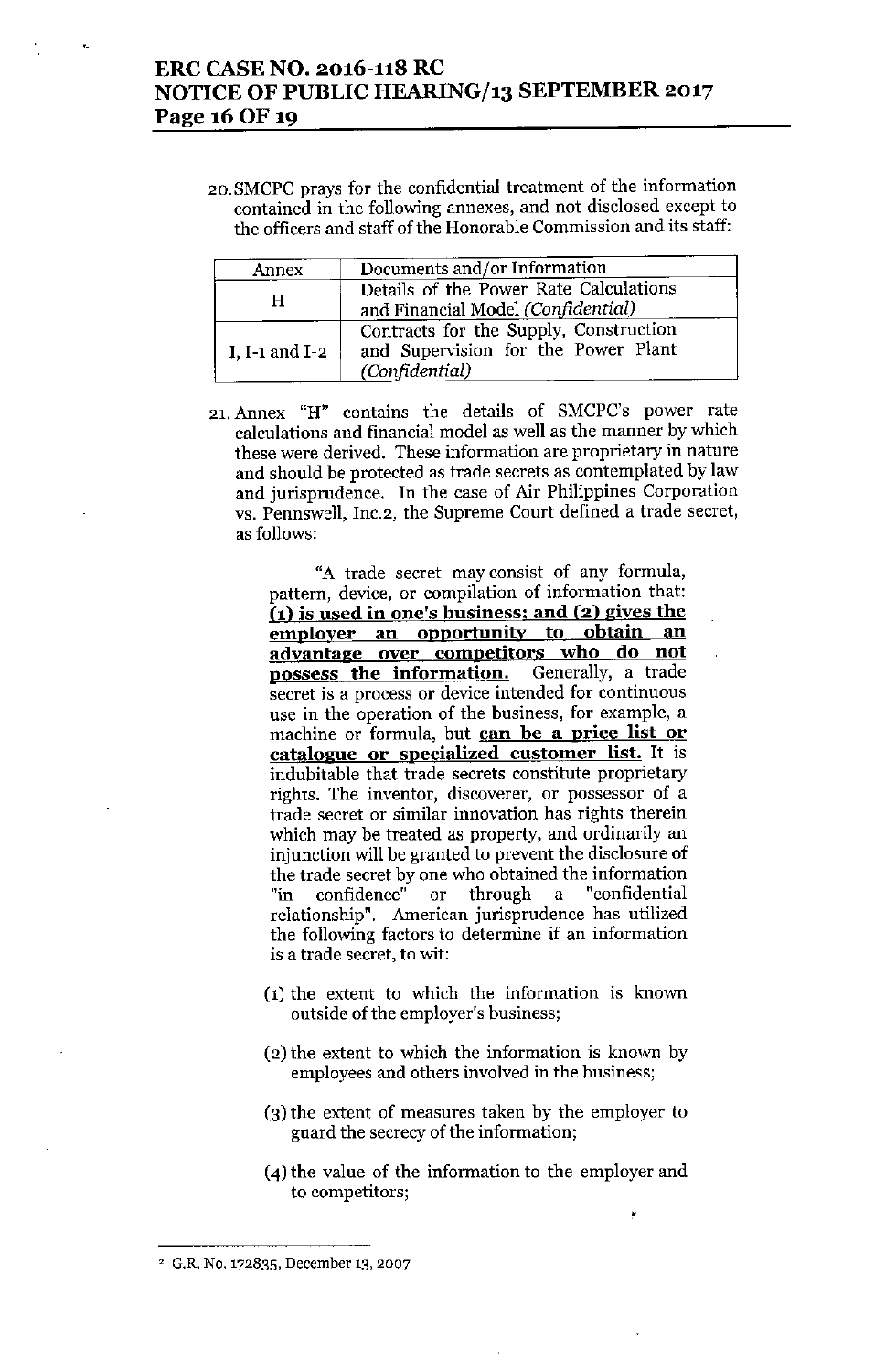20. SMCPC prays for the confidential treatment of the information contained in the following annexes, and not disclosed except to the officers and staff of the Honorable Commission and its staff:

| Annex | Documents and/or Information |
|---|---|
| H | Details of the Power Rate Calculations and Financial Model *(Confidential)* |
| I, I-1 and I-2 | Contracts for the Supply, Construction and Supervision for the Power Plant *(Confidential)* |

21. Annex "H" contains the details of SMCPC's power rate calculations and financial model as well as the manner by which these were derived. These information are proprietary in nature and should be protected as trade secrets as contemplated by law and jurisprudence. In the case of Air Philippines Corporation vs. Pennswell, Inc.[2], the Supreme Court defined a trade secret, as follows:

> "A trade secret may consist of any formula, pattern, device, or compilation of information that: **<u>(1) is used in one's business; and (2) gives the employer an opportunity to obtain an advantage over competitors who do not possess the information.</u>** Generally, a trade secret is a process or device intended for continuous use in the operation of the business, for example, a machine or formula, but **<u>can be a price list or catalogue or specialized customer list.</u>** It is indubitable that trade secrets constitute proprietary rights. The inventor, discoverer, or possessor of a trade secret or similar innovation has rights therein which may be treated as property, and ordinarily an injunction will be granted to prevent the disclosure of the trade secret by one who obtained the information "in confidence" or through a "confidential relationship". American jurisprudence has utilized the following factors to determine if an information is a trade secret, to wit:
>
> (1) the extent to which the information is known outside of the employer's business;
>
> (2) the extent to which the information is known by employees and others involved in the business;
>
> (3) the extent of measures taken by the employer to guard the secrecy of the information;
>
> (4) the value of the information to the employer and to competitors;

---

[2] G.R. No. 172835, December 13, 2007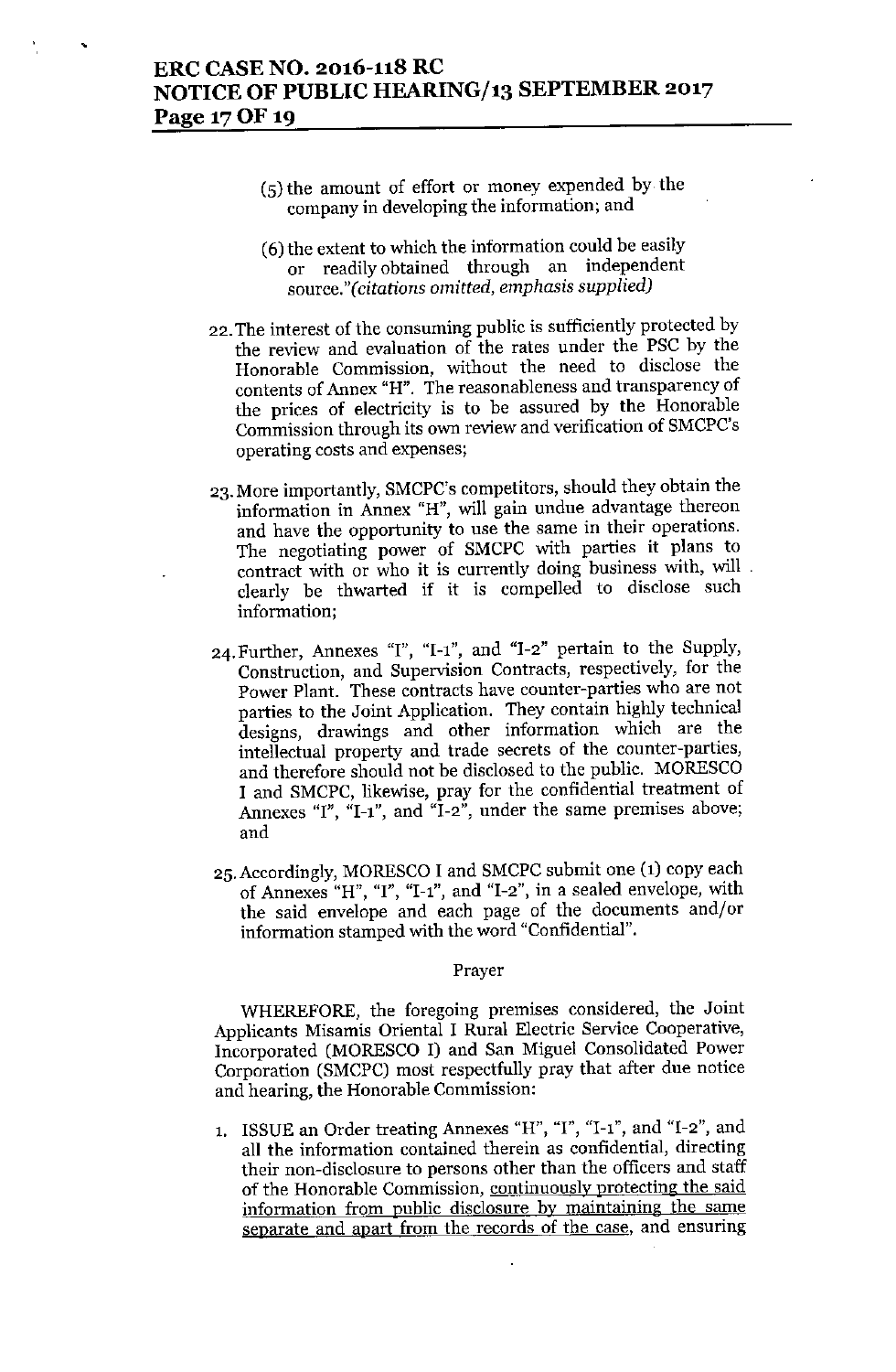(5) the amount of effort or money expended by the company in developing the information; and

(6) the extent to which the information could be easily or readily obtained through an independent source."*(citations omitted, emphasis supplied)*

22. The interest of the consuming public is sufficiently protected by the review and evaluation of the rates under the PSC by the Honorable Commission, without the need to disclose the contents of Annex "H". The reasonableness and transparency of the prices of electricity is to be assured by the Honorable Commission through its own review and verification of SMCPC's operating costs and expenses;

23. More importantly, SMCPC's competitors, should they obtain the information in Annex "H", will gain undue advantage thereon and have the opportunity to use the same in their operations. The negotiating power of SMCPC with parties it plans to contract with or who it is currently doing business with, will clearly be thwarted if it is compelled to disclose such information;

24. Further, Annexes "I", "I-1", and "I-2" pertain to the Supply, Construction, and Supervision Contracts, respectively, for the Power Plant. These contracts have counter-parties who are not parties to the Joint Application. They contain highly technical designs, drawings and other information which are the intellectual property and trade secrets of the counter-parties, and therefore should not be disclosed to the public. MORESCO I and SMCPC, likewise, pray for the confidential treatment of Annexes "I", "I-1", and "I-2", under the same premises above; and

25. Accordingly, MORESCO I and SMCPC submit one (1) copy each of Annexes "H", "I", "I-1", and "I-2", in a sealed envelope, with the said envelope and each page of the documents and/or information stamped with the word "Confidential".

Prayer

WHEREFORE, the foregoing premises considered, the Joint Applicants Misamis Oriental I Rural Electric Service Cooperative, Incorporated (MORESCO I) and San Miguel Consolidated Power Corporation (SMCPC) most respectfully pray that after due notice and hearing, the Honorable Commission:

1. ISSUE an Order treating Annexes "H", "I", "I-1", and "I-2", and all the information contained therein as confidential, directing their non-disclosure to persons other than the officers and staff of the Honorable Commission, <u>continuously protecting the said information from public disclosure by maintaining the same separate and apart from the records of the case</u>, and ensuring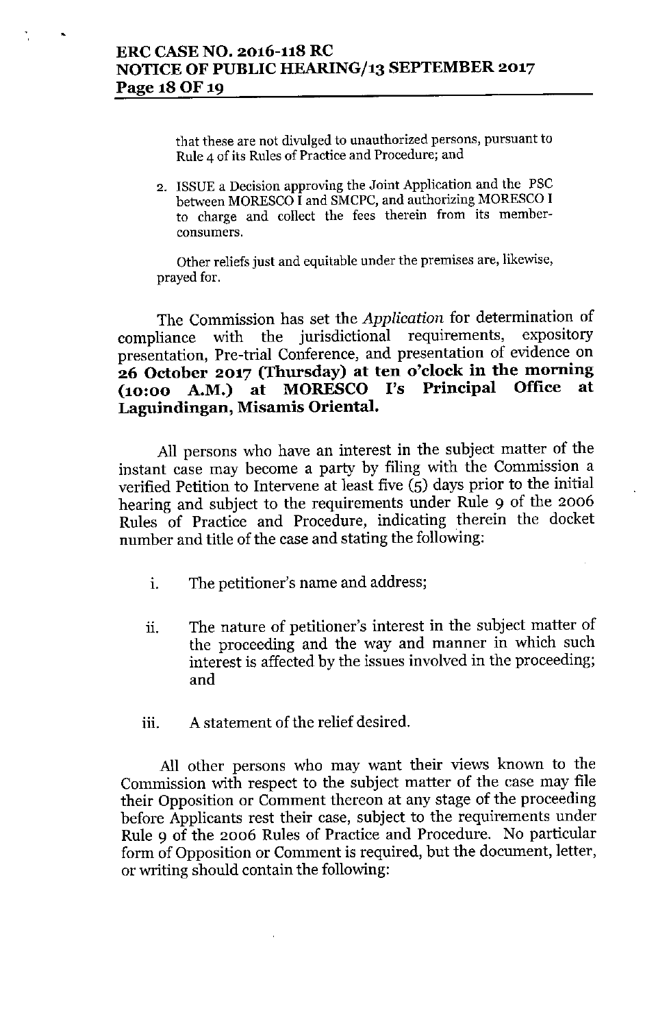that these are not divulged to unauthorized persons, pursuant to Rule 4 of its Rules of Practice and Procedure; and

2. ISSUE a Decision approving the Joint Application and the PSC between MORESCO I and SMCPC, and authorizing MORESCO I to charge and collect the fees therein from its member-consumers.

Other reliefs just and equitable under the premises are, likewise, prayed for.

The Commission has set the *Application* for determination of compliance with the jurisdictional requirements, expository presentation, Pre-trial Conference, and presentation of evidence on **26 October 2017 (Thursday) at ten o'clock in the morning (10:00 A.M.) at MORESCO I's Principal Office at Laguindingan, Misamis Oriental.**

All persons who have an interest in the subject matter of the instant case may become a party by filing with the Commission a verified Petition to Intervene at least five (5) days prior to the initial hearing and subject to the requirements under Rule 9 of the 2006 Rules of Practice and Procedure, indicating therein the docket number and title of the case and stating the following:

i. The petitioner's name and address;

ii. The nature of petitioner's interest in the subject matter of the proceeding and the way and manner in which such interest is affected by the issues involved in the proceeding; and

iii. A statement of the relief desired.

All other persons who may want their views known to the Commission with respect to the subject matter of the case may file their Opposition or Comment thereon at any stage of the proceeding before Applicants rest their case, subject to the requirements under Rule 9 of the 2006 Rules of Practice and Procedure. No particular form of Opposition or Comment is required, but the document, letter, or writing should contain the following: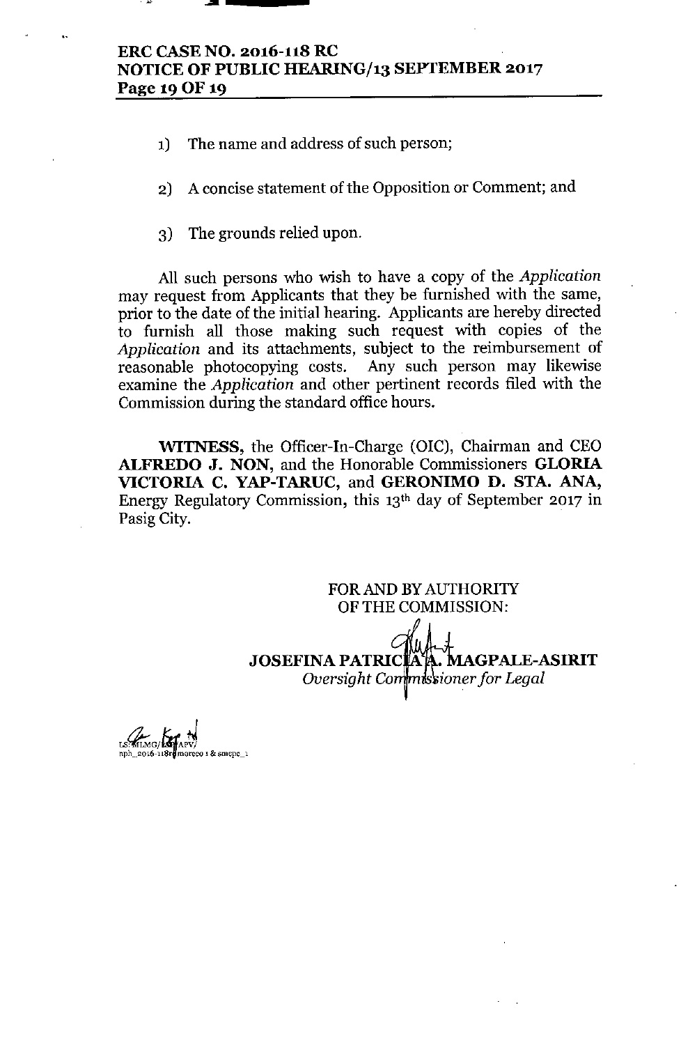1) The name and address of such person;

2) A concise statement of the Opposition or Comment; and

3) The grounds relied upon.

All such persons who wish to have a copy of the *Application* may request from Applicants that they be furnished with the same, prior to the date of the initial hearing. Applicants are hereby directed to furnish all those making such request with copies of the *Application* and its attachments, subject to the reimbursement of reasonable photocopying costs. Any such person may likewise examine the *Application* and other pertinent records filed with the Commission during the standard office hours.

**WITNESS**, the Officer-In-Charge (OIC), Chairman and CEO **ALFREDO J. NON**, and the Honorable Commissioners **GLORIA VICTORIA C. YAP-TARUC**, and **GERONIMO D. STA. ANA**, Energy Regulatory Commission, this 13th day of September 2017 in Pasig City.

FOR AND BY AUTHORITY
OF THE COMMISSION:

**JOSEFINA PATRICIA A. MAGPALE-ASIRIT**
*Oversight Commissioner for Legal*

LS: MLMG/ /APV/
nph_2016-118rc moreco 1 & smcpc_1